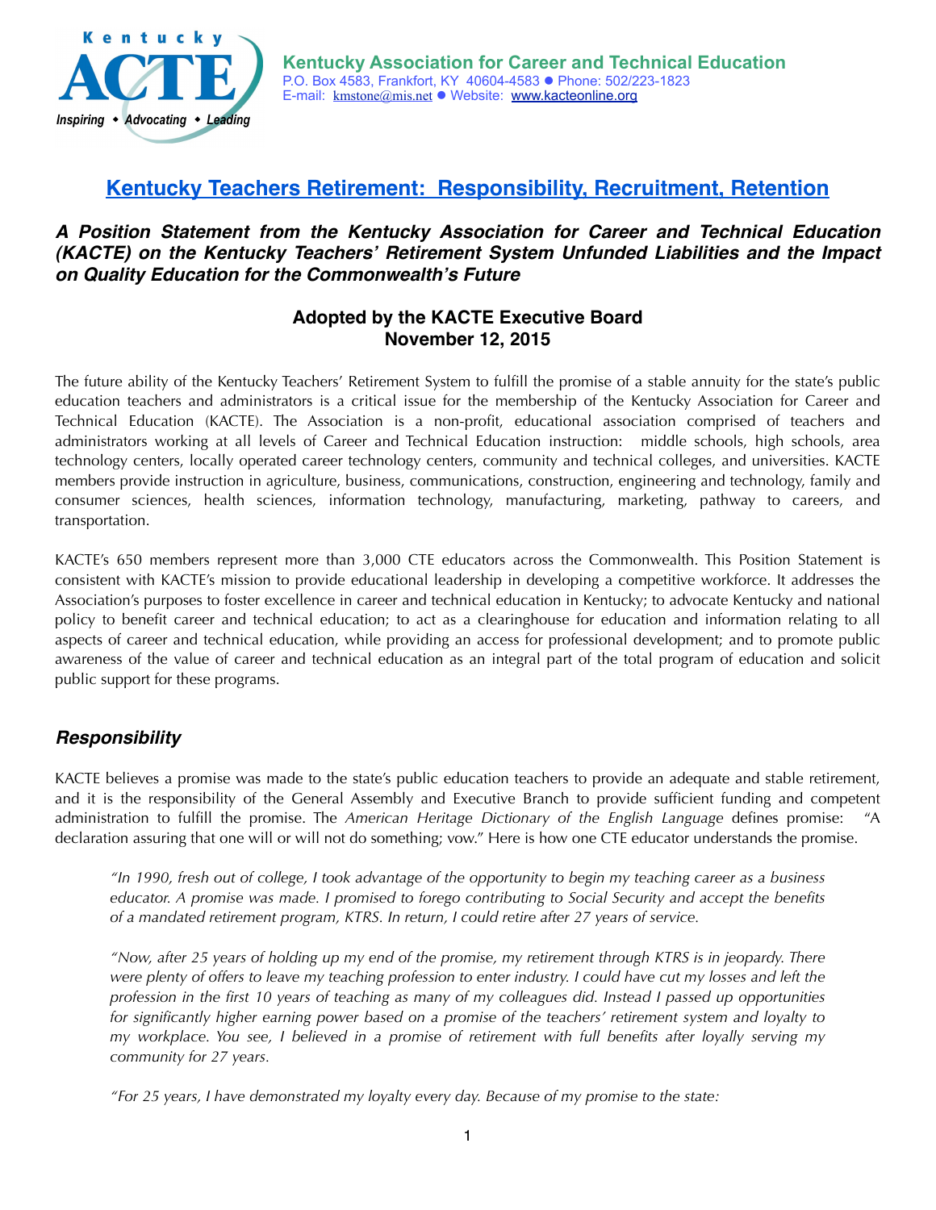Kentucky ACTE
*Inspiring • Advocating • Leading*

**Kentucky Association for Career and Technical Education**
P.O. Box 4583, Frankfort, KY 40604-4583 ● Phone: 502/223-1823
E-mail: kmstone@mis.net ● Website: www.kacteonline.org

# Kentucky Teachers Retirement: Responsibility, Recruitment, Retention

### *A Position Statement from the Kentucky Association for Career and Technical Education (KACTE) on the Kentucky Teachers' Retirement System Unfunded Liabilities and the Impact on Quality Education for the Commonwealth's Future*

**Adopted by the KACTE Executive Board**
**November 12, 2015**

The future ability of the Kentucky Teachers' Retirement System to fulfill the promise of a stable annuity for the state's public education teachers and administrators is a critical issue for the membership of the Kentucky Association for Career and Technical Education (KACTE). The Association is a non-profit, educational association comprised of teachers and administrators working at all levels of Career and Technical Education instruction: middle schools, high schools, area technology centers, locally operated career technology centers, community and technical colleges, and universities. KACTE members provide instruction in agriculture, business, communications, construction, engineering and technology, family and consumer sciences, health sciences, information technology, manufacturing, marketing, pathway to careers, and transportation.

KACTE's 650 members represent more than 3,000 CTE educators across the Commonwealth. This Position Statement is consistent with KACTE's mission to provide educational leadership in developing a competitive workforce. It addresses the Association's purposes to foster excellence in career and technical education in Kentucky; to advocate Kentucky and national policy to benefit career and technical education; to act as a clearinghouse for education and information relating to all aspects of career and technical education, while providing an access for professional development; and to promote public awareness of the value of career and technical education as an integral part of the total program of education and solicit public support for these programs.

## *Responsibility*

KACTE believes a promise was made to the state's public education teachers to provide an adequate and stable retirement, and it is the responsibility of the General Assembly and Executive Branch to provide sufficient funding and competent administration to fulfill the promise. The *American Heritage Dictionary of the English Language* defines promise: "A declaration assuring that one will or will not do something; vow." Here is how one CTE educator understands the promise.

> *"In 1990, fresh out of college, I took advantage of the opportunity to begin my teaching career as a business educator. A promise was made. I promised to forego contributing to Social Security and accept the benefits of a mandated retirement program, KTRS. In return, I could retire after 27 years of service.*
>
> *"Now, after 25 years of holding up my end of the promise, my retirement through KTRS is in jeopardy. There were plenty of offers to leave my teaching profession to enter industry. I could have cut my losses and left the profession in the first 10 years of teaching as many of my colleagues did. Instead I passed up opportunities for significantly higher earning power based on a promise of the teachers' retirement system and loyalty to my workplace. You see, I believed in a promise of retirement with full benefits after loyally serving my community for 27 years.*
>
> *"For 25 years, I have demonstrated my loyalty every day. Because of my promise to the state:*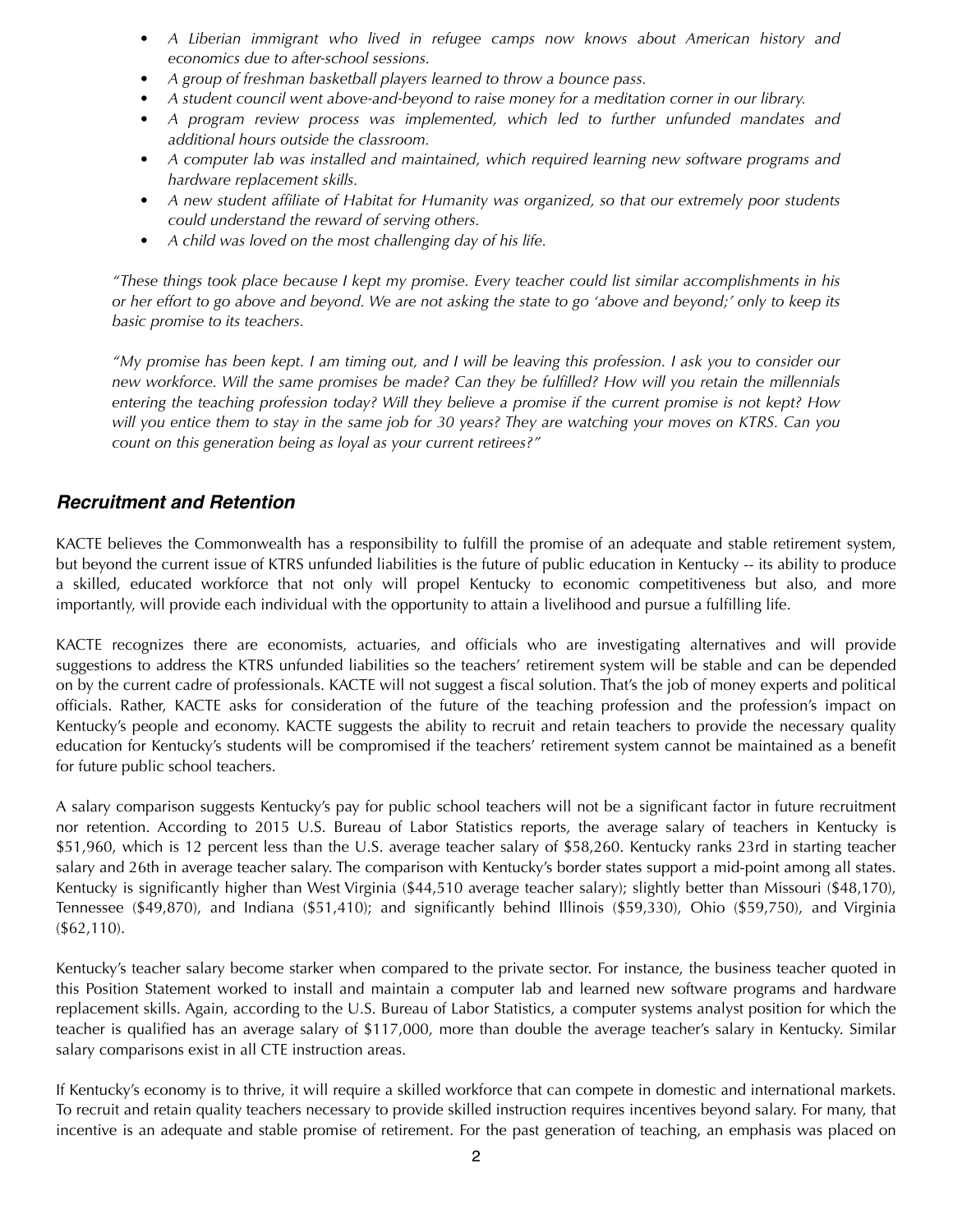- *A Liberian immigrant who lived in refugee camps now knows about American history and economics due to after-school sessions.*
- *A group of freshman basketball players learned to throw a bounce pass.*
- *A student council went above-and-beyond to raise money for a meditation corner in our library.*
- *A program review process was implemented, which led to further unfunded mandates and additional hours outside the classroom.*
- *A computer lab was installed and maintained, which required learning new software programs and hardware replacement skills.*
- *A new student affiliate of Habitat for Humanity was organized, so that our extremely poor students could understand the reward of serving others.*
- *A child was loved on the most challenging day of his life.*

*"These things took place because I kept my promise. Every teacher could list similar accomplishments in his or her effort to go above and beyond. We are not asking the state to go 'above and beyond;' only to keep its basic promise to its teachers.*

*"My promise has been kept. I am timing out, and I will be leaving this profession. I ask you to consider our new workforce. Will the same promises be made? Can they be fulfilled? How will you retain the millennials entering the teaching profession today? Will they believe a promise if the current promise is not kept? How will you entice them to stay in the same job for 30 years? They are watching your moves on KTRS. Can you count on this generation being as loyal as your current retirees?"*

## *Recruitment and Retention*

KACTE believes the Commonwealth has a responsibility to fulfill the promise of an adequate and stable retirement system, but beyond the current issue of KTRS unfunded liabilities is the future of public education in Kentucky -- its ability to produce a skilled, educated workforce that not only will propel Kentucky to economic competitiveness but also, and more importantly, will provide each individual with the opportunity to attain a livelihood and pursue a fulfilling life.

KACTE recognizes there are economists, actuaries, and officials who are investigating alternatives and will provide suggestions to address the KTRS unfunded liabilities so the teachers' retirement system will be stable and can be depended on by the current cadre of professionals. KACTE will not suggest a fiscal solution. That's the job of money experts and political officials. Rather, KACTE asks for consideration of the future of the teaching profession and the profession's impact on Kentucky's people and economy. KACTE suggests the ability to recruit and retain teachers to provide the necessary quality education for Kentucky's students will be compromised if the teachers' retirement system cannot be maintained as a benefit for future public school teachers.

A salary comparison suggests Kentucky's pay for public school teachers will not be a significant factor in future recruitment nor retention. According to 2015 U.S. Bureau of Labor Statistics reports, the average salary of teachers in Kentucky is $51,960, which is 12 percent less than the U.S. average teacher salary of $58,260. Kentucky ranks 23rd in starting teacher salary and 26th in average teacher salary. The comparison with Kentucky's border states support a mid-point among all states. Kentucky is significantly higher than West Virginia ($44,510 average teacher salary); slightly better than Missouri ($48,170), Tennessee ($49,870), and Indiana ($51,410); and significantly behind Illinois ($59,330), Ohio ($59,750), and Virginia ($62,110).

Kentucky's teacher salary become starker when compared to the private sector. For instance, the business teacher quoted in this Position Statement worked to install and maintain a computer lab and learned new software programs and hardware replacement skills. Again, according to the U.S. Bureau of Labor Statistics, a computer systems analyst position for which the teacher is qualified has an average salary of $117,000, more than double the average teacher's salary in Kentucky. Similar salary comparisons exist in all CTE instruction areas.

If Kentucky's economy is to thrive, it will require a skilled workforce that can compete in domestic and international markets. To recruit and retain quality teachers necessary to provide skilled instruction requires incentives beyond salary. For many, that incentive is an adequate and stable promise of retirement. For the past generation of teaching, an emphasis was placed on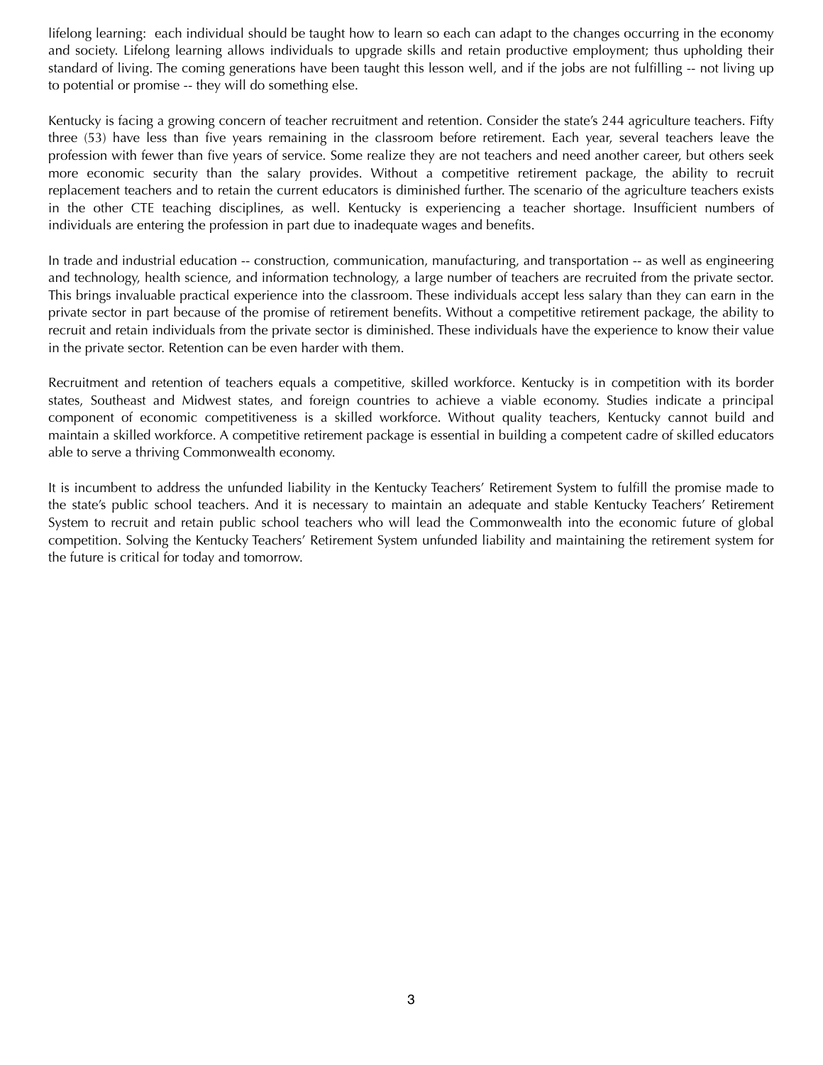lifelong learning:  each individual should be taught how to learn so each can adapt to the changes occurring in the economy and society. Lifelong learning allows individuals to upgrade skills and retain productive employment; thus upholding their standard of living. The coming generations have been taught this lesson well, and if the jobs are not fulfilling -- not living up to potential or promise -- they will do something else.

Kentucky is facing a growing concern of teacher recruitment and retention. Consider the state's 244 agriculture teachers. Fifty three (53) have less than five years remaining in the classroom before retirement. Each year, several teachers leave the profession with fewer than five years of service. Some realize they are not teachers and need another career, but others seek more economic security than the salary provides. Without a competitive retirement package, the ability to recruit replacement teachers and to retain the current educators is diminished further. The scenario of the agriculture teachers exists in the other CTE teaching disciplines, as well. Kentucky is experiencing a teacher shortage. Insufficient numbers of individuals are entering the profession in part due to inadequate wages and benefits.

In trade and industrial education -- construction, communication, manufacturing, and transportation -- as well as engineering and technology, health science, and information technology, a large number of teachers are recruited from the private sector. This brings invaluable practical experience into the classroom. These individuals accept less salary than they can earn in the private sector in part because of the promise of retirement benefits. Without a competitive retirement package, the ability to recruit and retain individuals from the private sector is diminished. These individuals have the experience to know their value in the private sector. Retention can be even harder with them.

Recruitment and retention of teachers equals a competitive, skilled workforce. Kentucky is in competition with its border states, Southeast and Midwest states, and foreign countries to achieve a viable economy. Studies indicate a principal component of economic competitiveness is a skilled workforce. Without quality teachers, Kentucky cannot build and maintain a skilled workforce. A competitive retirement package is essential in building a competent cadre of skilled educators able to serve a thriving Commonwealth economy.

It is incumbent to address the unfunded liability in the Kentucky Teachers' Retirement System to fulfill the promise made to the state's public school teachers. And it is necessary to maintain an adequate and stable Kentucky Teachers' Retirement System to recruit and retain public school teachers who will lead the Commonwealth into the economic future of global competition. Solving the Kentucky Teachers' Retirement System unfunded liability and maintaining the retirement system for the future is critical for today and tomorrow.